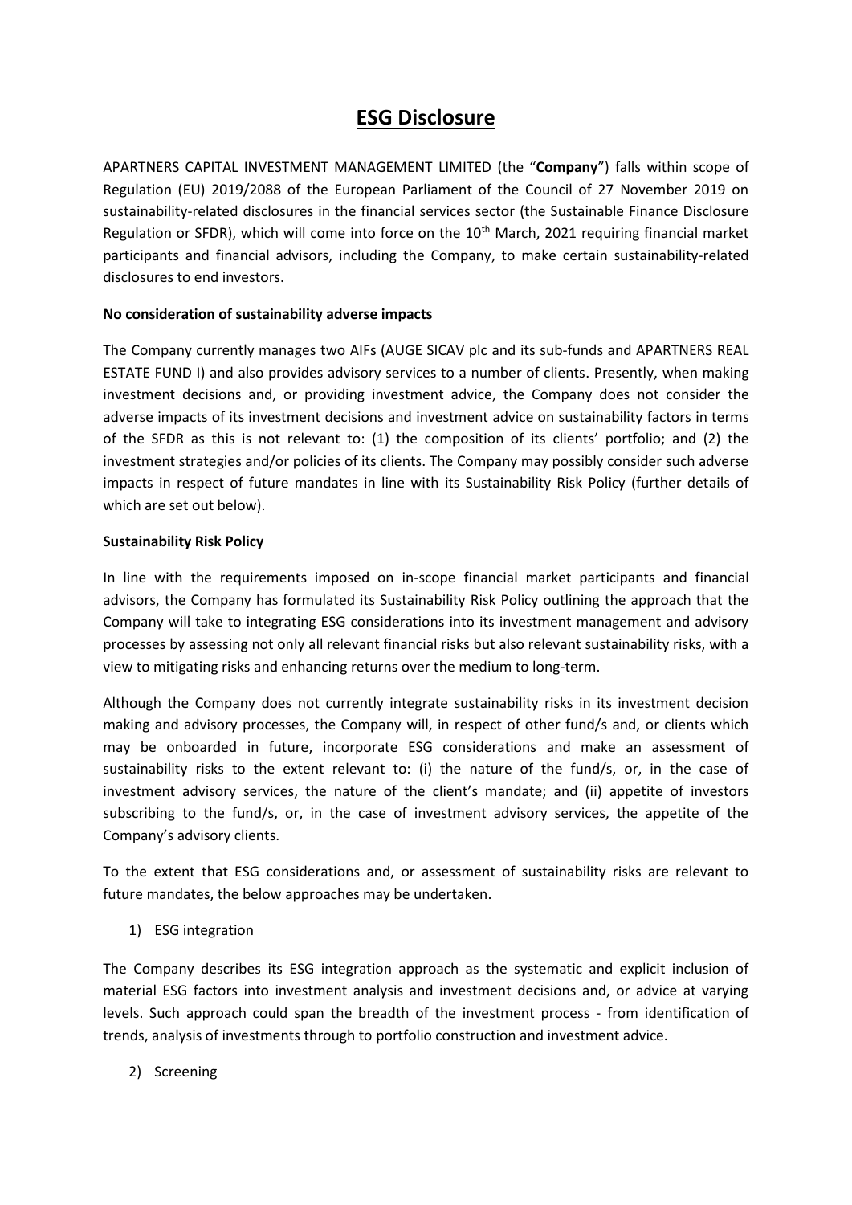# ESG Disclosure

APARTNERS CAPITAL INVESTMENT MANAGEMENT LIMITED (the "**Company**") falls within scope of Regulation (EU) 2019/2088 of the European Parliament of the Council of 27 November 2019 on sustainability-related disclosures in the financial services sector (the Sustainable Finance Disclosure Regulation or SFDR), which will come into force on the 10th March, 2021 requiring financial market participants and financial advisors, including the Company, to make certain sustainability-related disclosures to end investors.

**No consideration of sustainability adverse impacts**

The Company currently manages two AIFs (AUGE SICAV plc and its sub-funds and APARTNERS REAL ESTATE FUND I) and also provides advisory services to a number of clients. Presently, when making investment decisions and, or providing investment advice, the Company does not consider the adverse impacts of its investment decisions and investment advice on sustainability factors in terms of the SFDR as this is not relevant to: (1) the composition of its clients' portfolio; and (2) the investment strategies and/or policies of its clients. The Company may possibly consider such adverse impacts in respect of future mandates in line with its Sustainability Risk Policy (further details of which are set out below).

**Sustainability Risk Policy**

In line with the requirements imposed on in-scope financial market participants and financial advisors, the Company has formulated its Sustainability Risk Policy outlining the approach that the Company will take to integrating ESG considerations into its investment management and advisory processes by assessing not only all relevant financial risks but also relevant sustainability risks, with a view to mitigating risks and enhancing returns over the medium to long-term.

Although the Company does not currently integrate sustainability risks in its investment decision making and advisory processes, the Company will, in respect of other fund/s and, or clients which may be onboarded in future, incorporate ESG considerations and make an assessment of sustainability risks to the extent relevant to: (i) the nature of the fund/s, or, in the case of investment advisory services, the nature of the client's mandate; and (ii) appetite of investors subscribing to the fund/s, or, in the case of investment advisory services, the appetite of the Company's advisory clients.

To the extent that ESG considerations and, or assessment of sustainability risks are relevant to future mandates, the below approaches may be undertaken.

1) ESG integration

The Company describes its ESG integration approach as the systematic and explicit inclusion of material ESG factors into investment analysis and investment decisions and, or advice at varying levels. Such approach could span the breadth of the investment process - from identification of trends, analysis of investments through to portfolio construction and investment advice.

2) Screening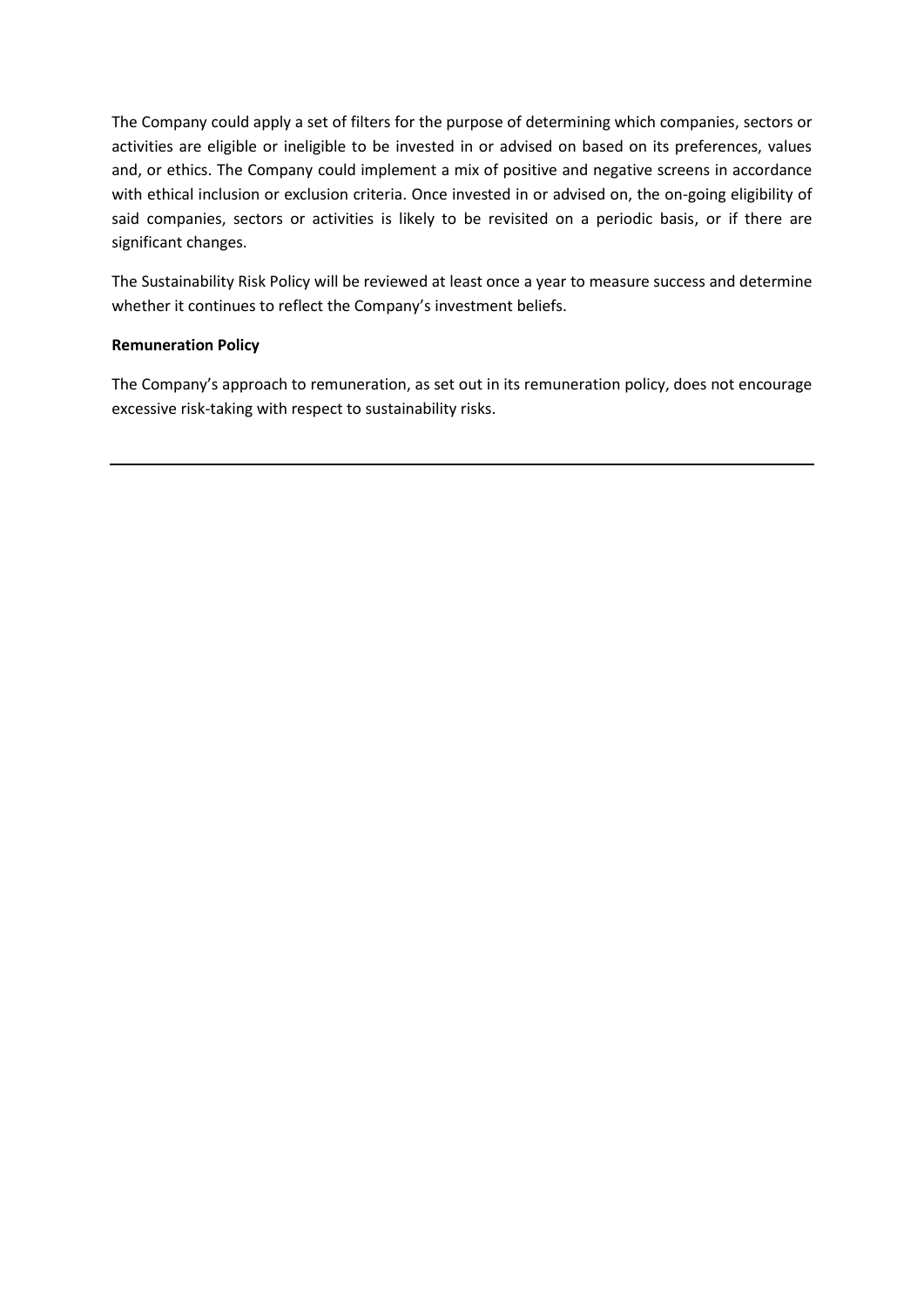The Company could apply a set of filters for the purpose of determining which companies, sectors or activities are eligible or ineligible to be invested in or advised on based on its preferences, values and, or ethics. The Company could implement a mix of positive and negative screens in accordance with ethical inclusion or exclusion criteria. Once invested in or advised on, the on-going eligibility of said companies, sectors or activities is likely to be revisited on a periodic basis, or if there are significant changes.

The Sustainability Risk Policy will be reviewed at least once a year to measure success and determine whether it continues to reflect the Company's investment beliefs.

**Remuneration Policy**

The Company's approach to remuneration, as set out in its remuneration policy, does not encourage excessive risk-taking with respect to sustainability risks.

---